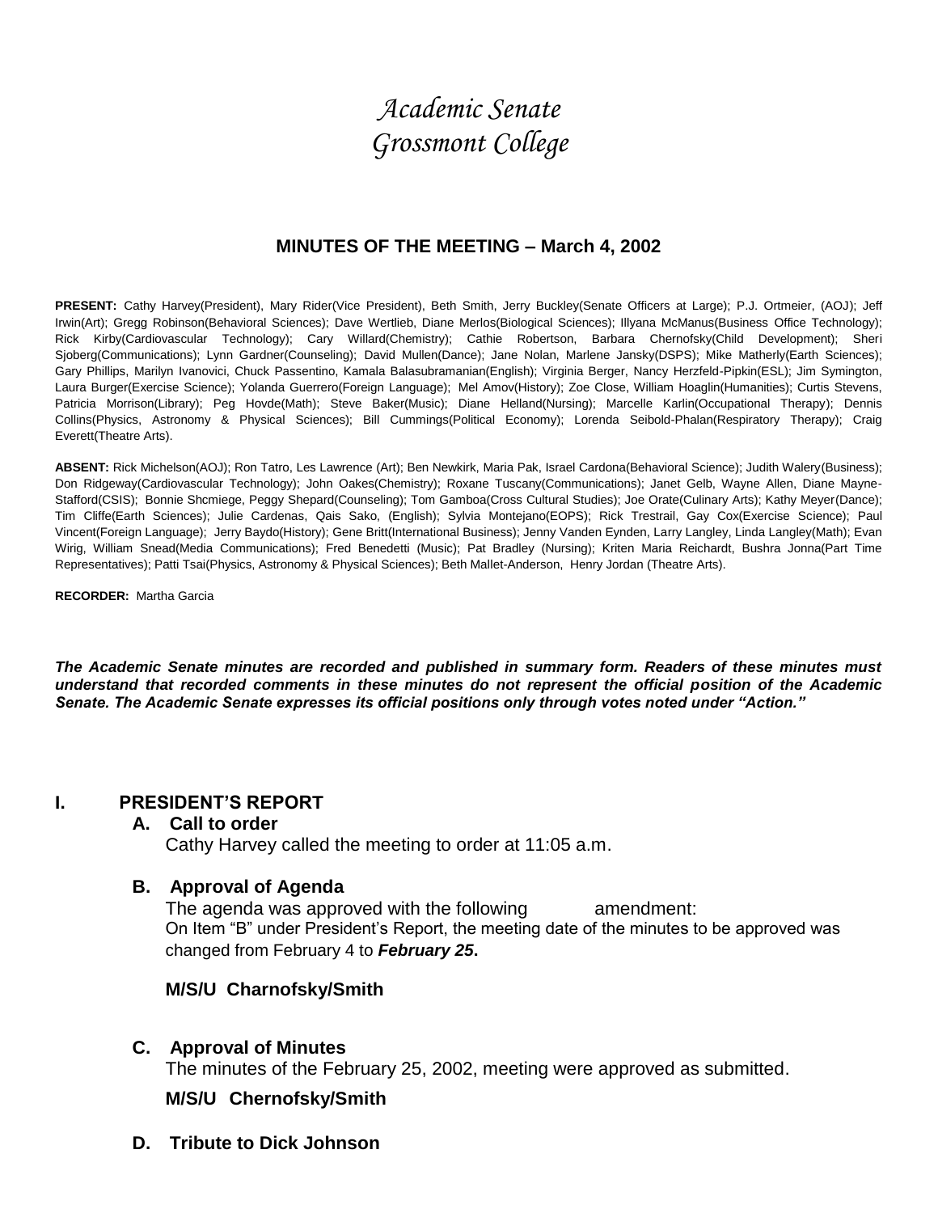# *Academic Senate*
# *Grossmont College*

## MINUTES OF THE MEETING – March 4, 2002

**PRESENT:** Cathy Harvey(President), Mary Rider(Vice President), Beth Smith, Jerry Buckley(Senate Officers at Large); P.J. Ortmeier, (AOJ); Jeff Irwin(Art); Gregg Robinson(Behavioral Sciences); Dave Wertlieb, Diane Merlos(Biological Sciences); Illyana McManus(Business Office Technology); Rick Kirby(Cardiovascular Technology); Cary Willard(Chemistry); Cathie Robertson, Barbara Chernofsky(Child Development); Sheri Sjoberg(Communications); Lynn Gardner(Counseling); David Mullen(Dance); Jane Nolan, Marlene Jansky(DSPS); Mike Matherly(Earth Sciences); Gary Phillips, Marilyn Ivanovici, Chuck Passentino, Kamala Balasubramanian(English); Virginia Berger, Nancy Herzfeld-Pipkin(ESL); Jim Symington, Laura Burger(Exercise Science); Yolanda Guerrero(Foreign Language); Mel Amov(History); Zoe Close, William Hoaglin(Humanities); Curtis Stevens, Patricia Morrison(Library); Peg Hovde(Math); Steve Baker(Music); Diane Helland(Nursing); Marcelle Karlin(Occupational Therapy); Dennis Collins(Physics, Astronomy & Physical Sciences); Bill Cummings(Political Economy); Lorenda Seibold-Phalan(Respiratory Therapy); Craig Everett(Theatre Arts).

**ABSENT:** Rick Michelson(AOJ); Ron Tatro, Les Lawrence (Art); Ben Newkirk, Maria Pak, Israel Cardona(Behavioral Science); Judith Walery(Business); Don Ridgeway(Cardiovascular Technology); John Oakes(Chemistry); Roxane Tuscany(Communications); Janet Gelb, Wayne Allen, Diane Mayne-Stafford(CSIS); Bonnie Shcmiege, Peggy Shepard(Counseling); Tom Gamboa(Cross Cultural Studies); Joe Orate(Culinary Arts); Kathy Meyer(Dance); Tim Cliffe(Earth Sciences); Julie Cardenas, Qais Sako, (English); Sylvia Montejano(EOPS); Rick Trestrail, Gay Cox(Exercise Science); Paul Vincent(Foreign Language); Jerry Baydo(History); Gene Britt(International Business); Jenny Vanden Eynden, Larry Langley, Linda Langley(Math); Evan Wirig, William Snead(Media Communications); Fred Benedetti (Music); Pat Bradley (Nursing); Kriten Maria Reichardt, Bushra Jonna(Part Time Representatives); Patti Tsai(Physics, Astronomy & Physical Sciences); Beth Mallet-Anderson, Henry Jordan (Theatre Arts).

**RECORDER:** Martha Garcia

***The Academic Senate minutes are recorded and published in summary form. Readers of these minutes must understand that recorded comments in these minutes do not represent the official position of the Academic Senate. The Academic Senate expresses its official positions only through votes noted under "Action."***

## I. PRESIDENT'S REPORT

### A. Call to order

Cathy Harvey called the meeting to order at 11:05 a.m.

### B. Approval of Agenda

The agenda was approved with the following amendment:
On Item "B" under President's Report, the meeting date of the minutes to be approved was changed from February 4 to ***February 25***.

**M/S/U Charnofsky/Smith**

### C. Approval of Minutes

The minutes of the February 25, 2002, meeting were approved as submitted.

**M/S/U Chernofsky/Smith**

### D. Tribute to Dick Johnson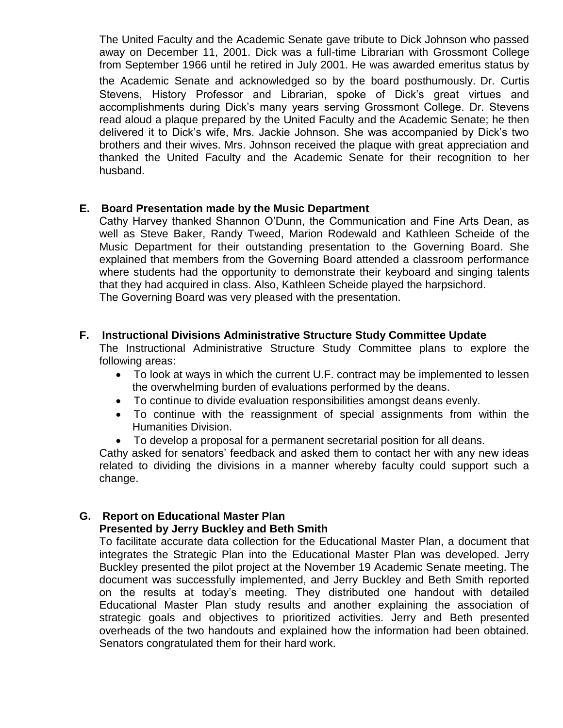The United Faculty and the Academic Senate gave tribute to Dick Johnson who passed away on December 11, 2001. Dick was a full-time Librarian with Grossmont College from September 1966 until he retired in July 2001. He was awarded emeritus status by the Academic Senate and acknowledged so by the board posthumously. Dr. Curtis Stevens, History Professor and Librarian, spoke of Dick's great virtues and accomplishments during Dick's many years serving Grossmont College. Dr. Stevens read aloud a plaque prepared by the United Faculty and the Academic Senate; he then delivered it to Dick's wife, Mrs. Jackie Johnson. She was accompanied by Dick's two brothers and their wives. Mrs. Johnson received the plaque with great appreciation and thanked the United Faculty and the Academic Senate for their recognition to her husband.

**E. Board Presentation made by the Music Department**

Cathy Harvey thanked Shannon O'Dunn, the Communication and Fine Arts Dean, as well as Steve Baker, Randy Tweed, Marion Rodewald and Kathleen Scheide of the Music Department for their outstanding presentation to the Governing Board. She explained that members from the Governing Board attended a classroom performance where students had the opportunity to demonstrate their keyboard and singing talents that they had acquired in class. Also, Kathleen Scheide played the harpsichord. The Governing Board was very pleased with the presentation.

**F. Instructional Divisions Administrative Structure Study Committee Update**

The Instructional Administrative Structure Study Committee plans to explore the following areas:

- To look at ways in which the current U.F. contract may be implemented to lessen the overwhelming burden of evaluations performed by the deans.
- To continue to divide evaluation responsibilities amongst deans evenly.
- To continue with the reassignment of special assignments from within the Humanities Division.
- To develop a proposal for a permanent secretarial position for all deans.

Cathy asked for senators' feedback and asked them to contact her with any new ideas related to dividing the divisions in a manner whereby faculty could support such a change.

**G. Report on Educational Master Plan**
**Presented by Jerry Buckley and Beth Smith**

To facilitate accurate data collection for the Educational Master Plan, a document that integrates the Strategic Plan into the Educational Master Plan was developed. Jerry Buckley presented the pilot project at the November 19 Academic Senate meeting. The document was successfully implemented, and Jerry Buckley and Beth Smith reported on the results at today's meeting. They distributed one handout with detailed Educational Master Plan study results and another explaining the association of strategic goals and objectives to prioritized activities. Jerry and Beth presented overheads of the two handouts and explained how the information had been obtained. Senators congratulated them for their hard work.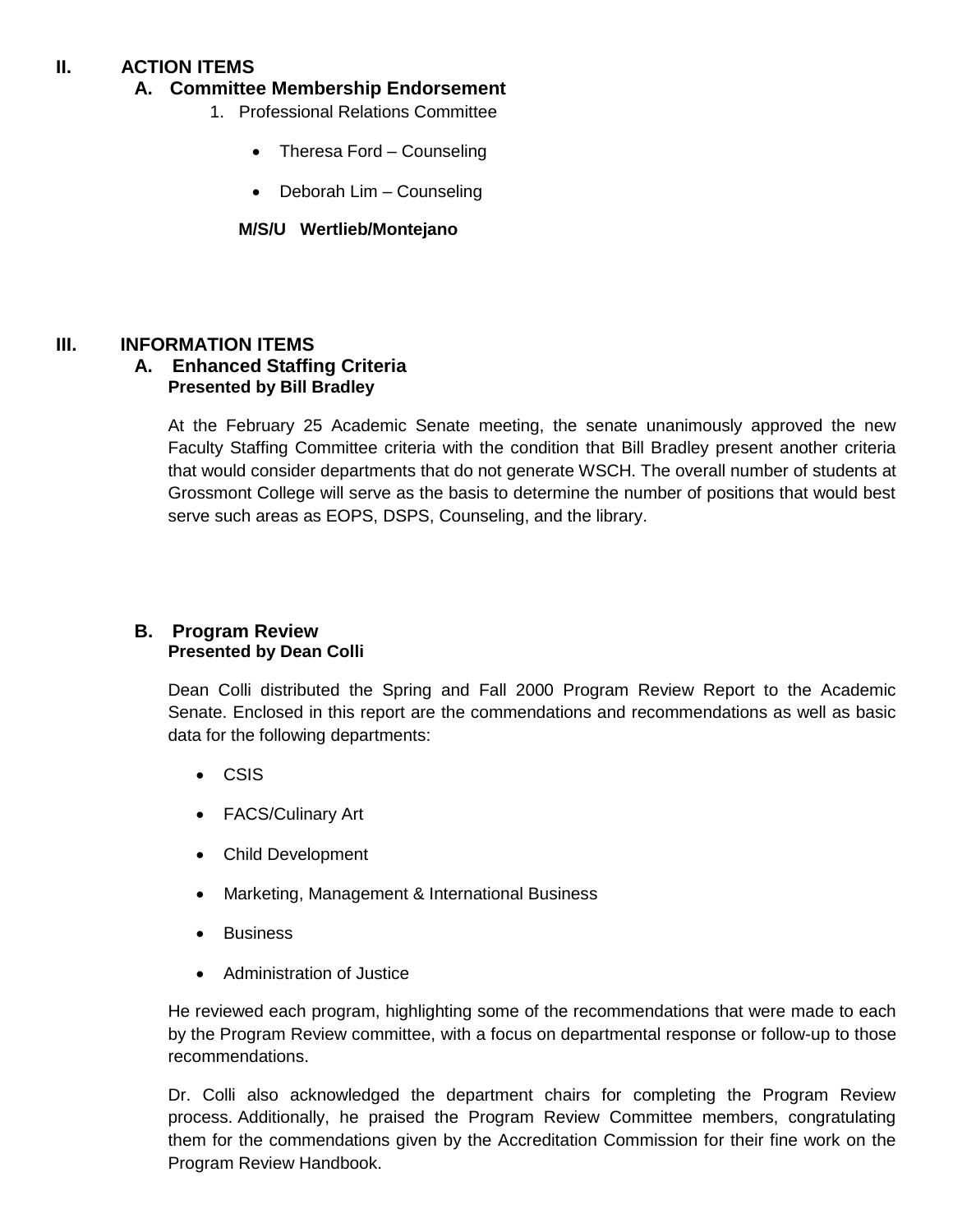## II. ACTION ITEMS

### A. Committee Membership Endorsement

1. Professional Relations Committee

   - Theresa Ford – Counseling
   - Deborah Lim – Counseling

   **M/S/U Wertlieb/Montejano**

## III. INFORMATION ITEMS

### A. Enhanced Staffing Criteria

**Presented by Bill Bradley**

At the February 25 Academic Senate meeting, the senate unanimously approved the new Faculty Staffing Committee criteria with the condition that Bill Bradley present another criteria that would consider departments that do not generate WSCH. The overall number of students at Grossmont College will serve as the basis to determine the number of positions that would best serve such areas as EOPS, DSPS, Counseling, and the library.

### B. Program Review

**Presented by Dean Colli**

Dean Colli distributed the Spring and Fall 2000 Program Review Report to the Academic Senate. Enclosed in this report are the commendations and recommendations as well as basic data for the following departments:

- CSIS
- FACS/Culinary Art
- Child Development
- Marketing, Management & International Business
- Business
- Administration of Justice

He reviewed each program, highlighting some of the recommendations that were made to each by the Program Review committee, with a focus on departmental response or follow-up to those recommendations.

Dr. Colli also acknowledged the department chairs for completing the Program Review process. Additionally, he praised the Program Review Committee members, congratulating them for the commendations given by the Accreditation Commission for their fine work on the Program Review Handbook.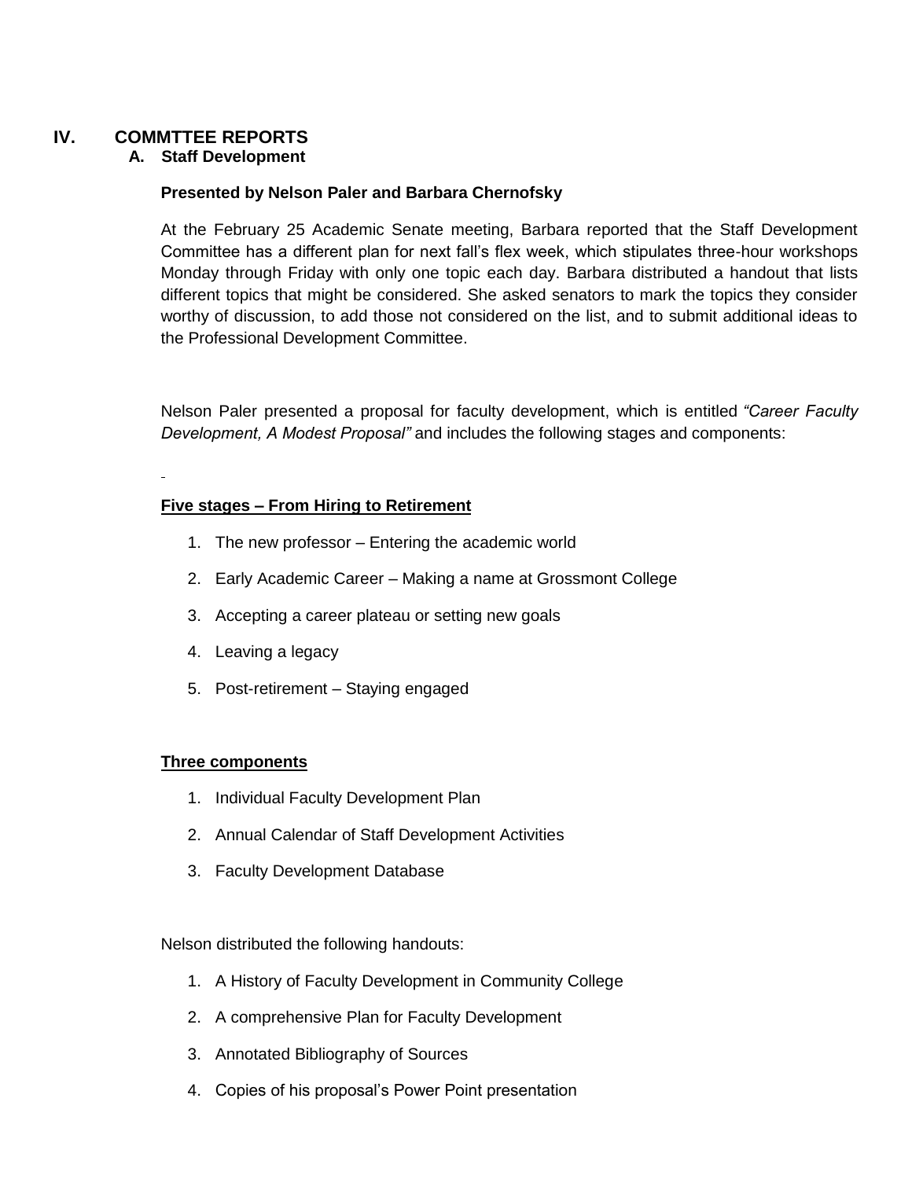## IV. COMMTTEE REPORTS

### A. Staff Development

**Presented by Nelson Paler and Barbara Chernofsky**

At the February 25 Academic Senate meeting, Barbara reported that the Staff Development Committee has a different plan for next fall's flex week, which stipulates three-hour workshops Monday through Friday with only one topic each day. Barbara distributed a handout that lists different topics that might be considered. She asked senators to mark the topics they consider worthy of discussion, to add those not considered on the list, and to submit additional ideas to the Professional Development Committee.

Nelson Paler presented a proposal for faculty development, which is entitled *"Career Faculty Development, A Modest Proposal"* and includes the following stages and components:

**Five stages – From Hiring to Retirement**

1. The new professor – Entering the academic world
2. Early Academic Career – Making a name at Grossmont College
3. Accepting a career plateau or setting new goals
4. Leaving a legacy
5. Post-retirement – Staying engaged

**Three components**

1. Individual Faculty Development Plan
2. Annual Calendar of Staff Development Activities
3. Faculty Development Database

Nelson distributed the following handouts:

1. A History of Faculty Development in Community College
2. A comprehensive Plan for Faculty Development
3. Annotated Bibliography of Sources
4. Copies of his proposal's Power Point presentation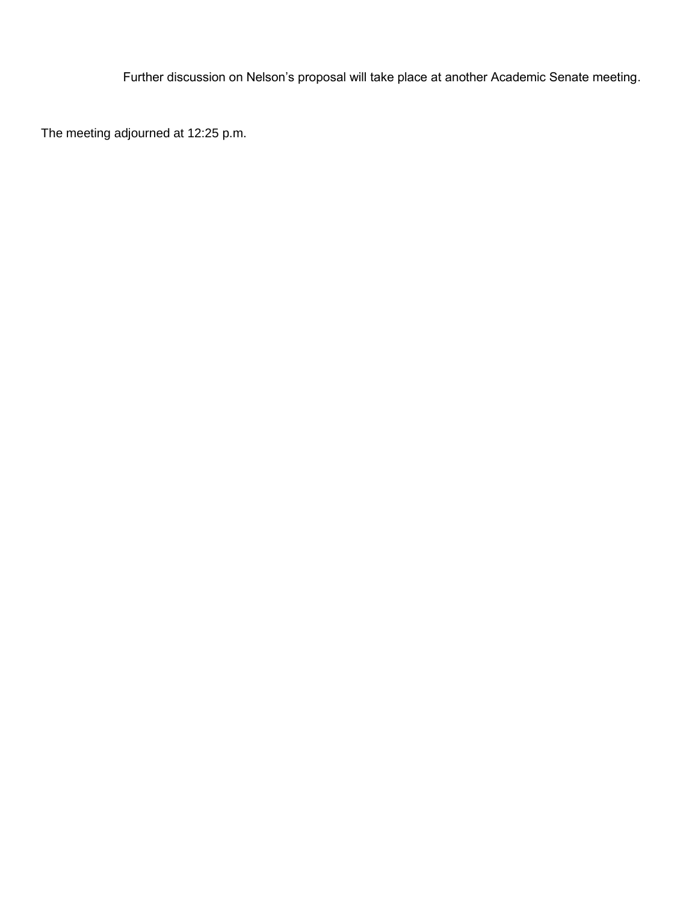Further discussion on Nelson's proposal will take place at another Academic Senate meeting.

The meeting adjourned at 12:25 p.m.